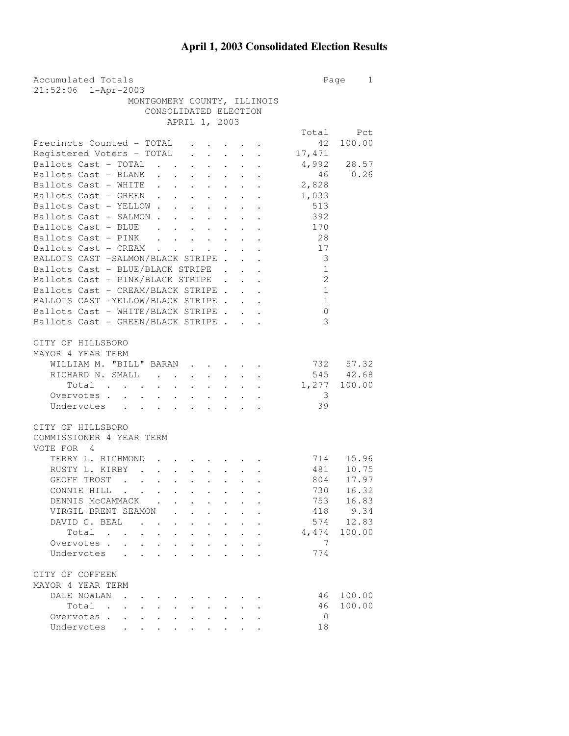# April 1, 2003 Consolidated Election Results

Accumulated Totals
21:52:06 1-Apr-2003

MONTGOMERY COUNTY, ILLINOIS
CONSOLIDATED ELECTION
APRIL 1, 2003

| | Total | Pct |
|---|---|---|
| Precincts Counted - TOTAL | 42 | 100.00 |
| Registered Voters - TOTAL | 17,471 | |
| Ballots Cast - TOTAL | 4,992 | 28.57 |
| Ballots Cast - BLANK | 46 | 0.26 |
| Ballots Cast - WHITE | 2,828 | |
| Ballots Cast - GREEN | 1,033 | |
| Ballots Cast - YELLOW | 513 | |
| Ballots Cast - SALMON | 392 | |
| Ballots Cast - BLUE | 170 | |
| Ballots Cast - PINK | 28 | |
| Ballots Cast - CREAM | 17 | |
| BALLOTS CAST -SALMON/BLACK STRIPE | 3 | |
| Ballots Cast - BLUE/BLACK STRIPE | 1 | |
| Ballots Cast - PINK/BLACK STRIPE | 2 | |
| Ballots Cast - CREAM/BLACK STRIPE | 1 | |
| BALLOTS CAST -YELLOW/BLACK STRIPE | 1 | |
| Ballots Cast - WHITE/BLACK STRIPE | 0 | |
| Ballots Cast - GREEN/BLACK STRIPE | 3 | |

CITY OF HILLSBORO
MAYOR 4 YEAR TERM

| | Total | Pct |
|---|---|---|
| WILLIAM M. "BILL" BARAN | 732 | 57.32 |
| RICHARD N. SMALL | 545 | 42.68 |
| Total | 1,277 | 100.00 |
| Overvotes | 3 | |
| Undervotes | 39 | |

CITY OF HILLSBORO
COMMISSIONER 4 YEAR TERM
VOTE FOR 4

| | Total | Pct |
|---|---|---|
| TERRY L. RICHMOND | 714 | 15.96 |
| RUSTY L. KIRBY | 481 | 10.75 |
| GEOFF TROST | 804 | 17.97 |
| CONNIE HILL | 730 | 16.32 |
| DENNIS McCAMMACK | 753 | 16.83 |
| VIRGIL BRENT SEAMON | 418 | 9.34 |
| DAVID C. BEAL | 574 | 12.83 |
| Total | 4,474 | 100.00 |
| Overvotes | 7 | |
| Undervotes | 774 | |

CITY OF COFFEEN
MAYOR 4 YEAR TERM

| | Total | Pct |
|---|---|---|
| DALE NOWLAN | 46 | 100.00 |
| Total | 46 | 100.00 |
| Overvotes | 0 | |
| Undervotes | 18 | |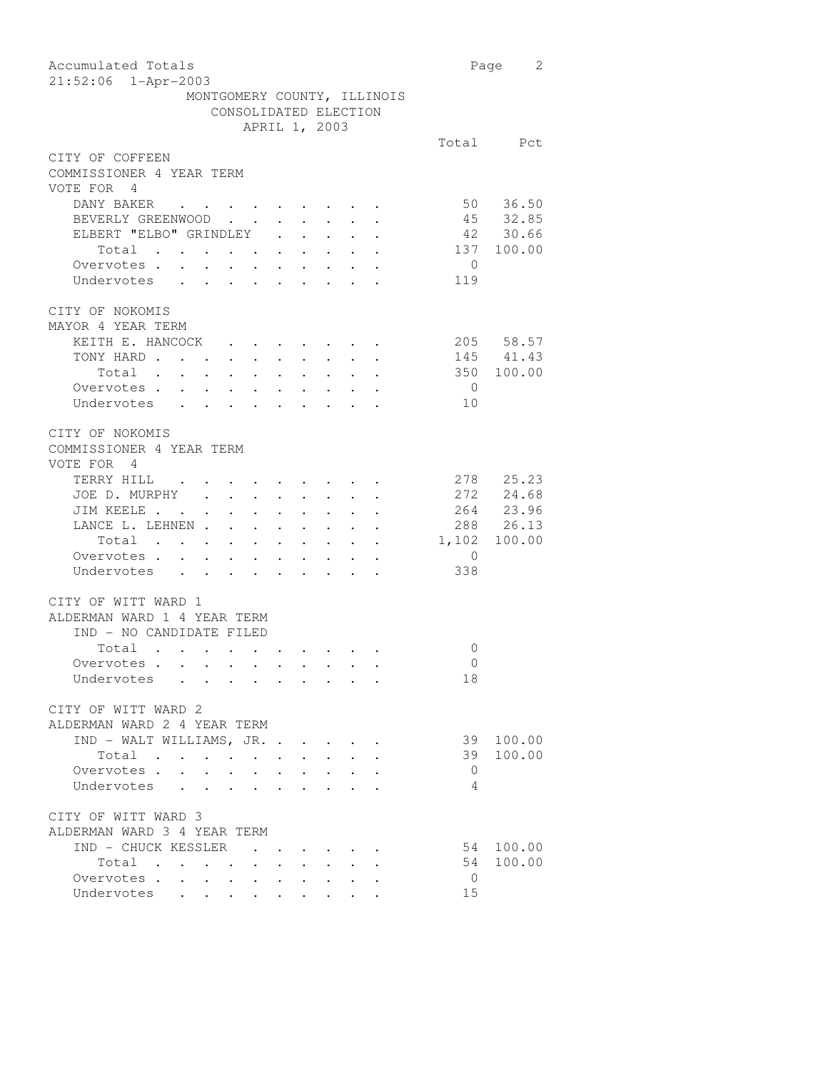Accumulated Totals
21:52:06 1-Apr-2003

MONTGOMERY COUNTY, ILLINOIS
CONSOLIDATED ELECTION
APRIL 1, 2003

### CITY OF COFFEEN
COMMISSIONER 4 YEAR TERM
VOTE FOR 4

| | Total | Pct |
|---|---|---|
| DANY BAKER | 50 | 36.50 |
| BEVERLY GREENWOOD | 45 | 32.85 |
| ELBERT "ELBO" GRINDLEY | 42 | 30.66 |
| Total | 137 | 100.00 |
| Overvotes | 0 | |
| Undervotes | 119 | |

### CITY OF NOKOMIS
MAYOR 4 YEAR TERM

| | Total | Pct |
|---|---|---|
| KEITH E. HANCOCK | 205 | 58.57 |
| TONY HARD | 145 | 41.43 |
| Total | 350 | 100.00 |
| Overvotes | 0 | |
| Undervotes | 10 | |

### CITY OF NOKOMIS
COMMISSIONER 4 YEAR TERM
VOTE FOR 4

| | Total | Pct |
|---|---|---|
| TERRY HILL | 278 | 25.23 |
| JOE D. MURPHY | 272 | 24.68 |
| JIM KEELE | 264 | 23.96 |
| LANCE L. LEHNEN | 288 | 26.13 |
| Total | 1,102 | 100.00 |
| Overvotes | 0 | |
| Undervotes | 338 | |

### CITY OF WITT WARD 1
ALDERMAN WARD 1 4 YEAR TERM
IND - NO CANDIDATE FILED

| | Total | Pct |
|---|---|---|
| Total | 0 | |
| Overvotes | 0 | |
| Undervotes | 18 | |

### CITY OF WITT WARD 2
ALDERMAN WARD 2 4 YEAR TERM

| | Total | Pct |
|---|---|---|
| IND - WALT WILLIAMS, JR. | 39 | 100.00 |
| Total | 39 | 100.00 |
| Overvotes | 0 | |
| Undervotes | 4 | |

### CITY OF WITT WARD 3
ALDERMAN WARD 3 4 YEAR TERM

| | Total | Pct |
|---|---|---|
| IND - CHUCK KESSLER | 54 | 100.00 |
| Total | 54 | 100.00 |
| Overvotes | 0 | |
| Undervotes | 15 | |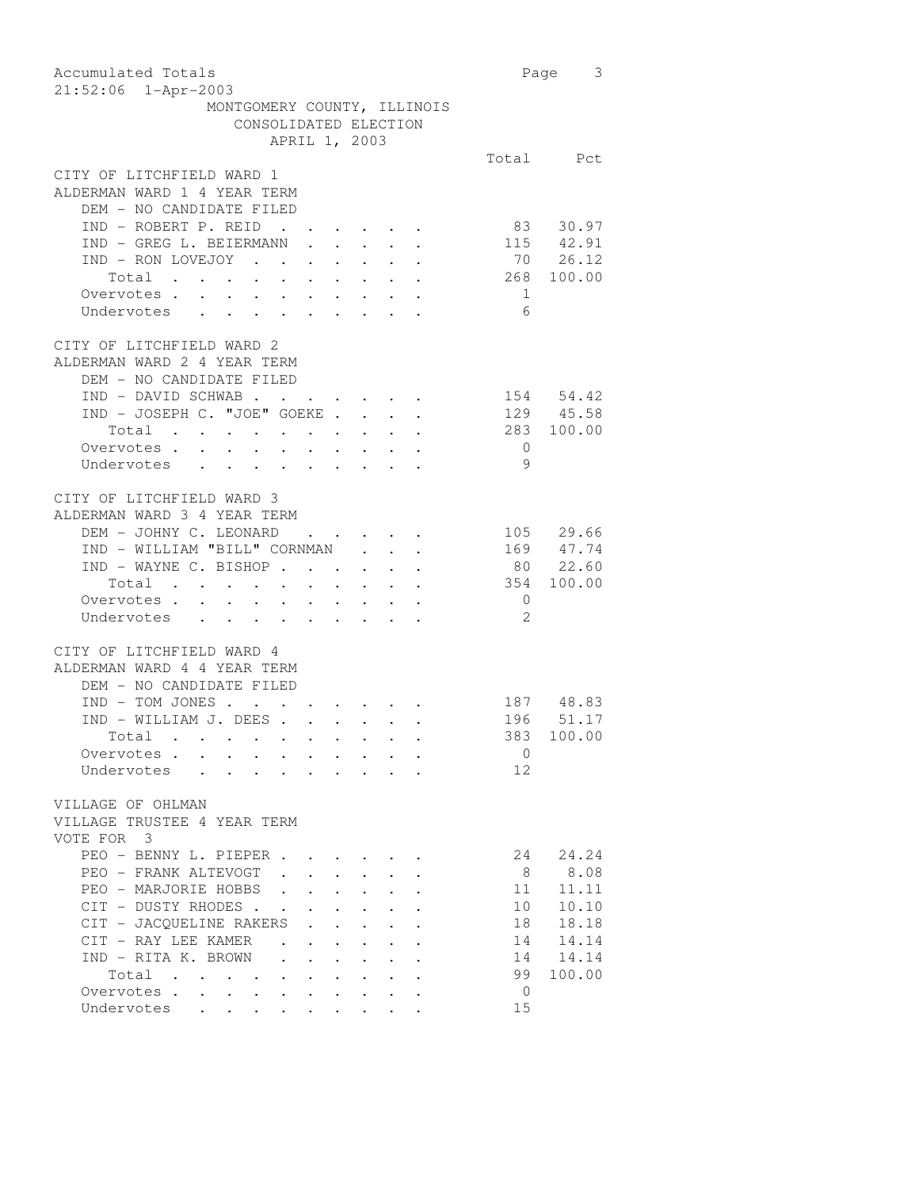Accumulated Totals
21:52:06 1-Apr-2003

MONTGOMERY COUNTY, ILLINOIS
CONSOLIDATED ELECTION
APRIL 1, 2003

### CITY OF LITCHFIELD WARD 1
ALDERMAN WARD 1 4 YEAR TERM

| | Total | Pct |
|---|---|---|
| DEM - NO CANDIDATE FILED | | |
| IND - ROBERT P. REID | 83 | 30.97 |
| IND - GREG L. BEIERMANN | 115 | 42.91 |
| IND - RON LOVEJOY | 70 | 26.12 |
| Total | 268 | 100.00 |
| Overvotes | 1 | |
| Undervotes | 6 | |

### CITY OF LITCHFIELD WARD 2
ALDERMAN WARD 2 4 YEAR TERM

| | Total | Pct |
|---|---|---|
| DEM - NO CANDIDATE FILED | | |
| IND - DAVID SCHWAB | 154 | 54.42 |
| IND - JOSEPH C. "JOE" GOEKE | 129 | 45.58 |
| Total | 283 | 100.00 |
| Overvotes | 0 | |
| Undervotes | 9 | |

### CITY OF LITCHFIELD WARD 3
ALDERMAN WARD 3 4 YEAR TERM

| | Total | Pct |
|---|---|---|
| DEM - JOHNY C. LEONARD | 105 | 29.66 |
| IND - WILLIAM "BILL" CORNMAN | 169 | 47.74 |
| IND - WAYNE C. BISHOP | 80 | 22.60 |
| Total | 354 | 100.00 |
| Overvotes | 0 | |
| Undervotes | 2 | |

### CITY OF LITCHFIELD WARD 4
ALDERMAN WARD 4 4 YEAR TERM

| | Total | Pct |
|---|---|---|
| DEM - NO CANDIDATE FILED | | |
| IND - TOM JONES | 187 | 48.83 |
| IND - WILLIAM J. DEES | 196 | 51.17 |
| Total | 383 | 100.00 |
| Overvotes | 0 | |
| Undervotes | 12 | |

### VILLAGE OF OHLMAN
VILLAGE TRUSTEE 4 YEAR TERM
VOTE FOR 3

| | Total | Pct |
|---|---|---|
| PEO - BENNY L. PIEPER | 24 | 24.24 |
| PEO - FRANK ALTEVOGT | 8 | 8.08 |
| PEO - MARJORIE HOBBS | 11 | 11.11 |
| CIT - DUSTY RHODES | 10 | 10.10 |
| CIT - JACQUELINE RAKERS | 18 | 18.18 |
| CIT - RAY LEE KAMER | 14 | 14.14 |
| IND - RITA K. BROWN | 14 | 14.14 |
| Total | 99 | 100.00 |
| Overvotes | 0 | |
| Undervotes | 15 | |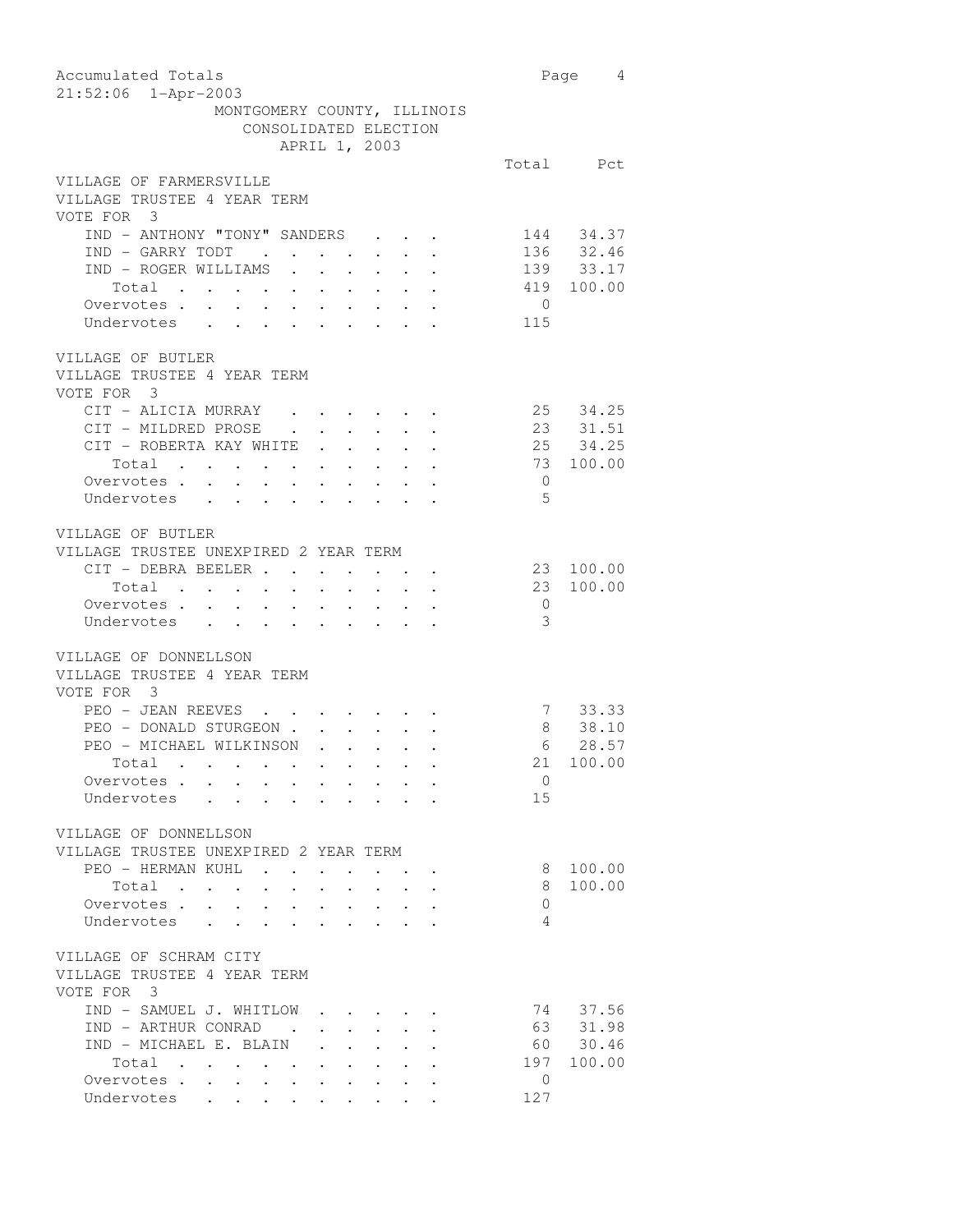Accumulated Totals
21:52:06 1-Apr-2003

MONTGOMERY COUNTY, ILLINOIS
CONSOLIDATED ELECTION
APRIL 1, 2003

### VILLAGE OF FARMERSVILLE
VILLAGE TRUSTEE 4 YEAR TERM
VOTE FOR 3

| | Total | Pct |
|---|---|---|
| IND - ANTHONY "TONY" SANDERS | 144 | 34.37 |
| IND - GARRY TODT | 136 | 32.46 |
| IND - ROGER WILLIAMS | 139 | 33.17 |
| Total | 419 | 100.00 |
| Overvotes | 0 | |
| Undervotes | 115 | |

### VILLAGE OF BUTLER
VILLAGE TRUSTEE 4 YEAR TERM
VOTE FOR 3

| | Total | Pct |
|---|---|---|
| CIT - ALICIA MURRAY | 25 | 34.25 |
| CIT - MILDRED PROSE | 23 | 31.51 |
| CIT - ROBERTA KAY WHITE | 25 | 34.25 |
| Total | 73 | 100.00 |
| Overvotes | 0 | |
| Undervotes | 5 | |

### VILLAGE OF BUTLER
VILLAGE TRUSTEE UNEXPIRED 2 YEAR TERM

| | Total | Pct |
|---|---|---|
| CIT - DEBRA BEELER | 23 | 100.00 |
| Total | 23 | 100.00 |
| Overvotes | 0 | |
| Undervotes | 3 | |

### VILLAGE OF DONNELLSON
VILLAGE TRUSTEE 4 YEAR TERM
VOTE FOR 3

| | Total | Pct |
|---|---|---|
| PEO - JEAN REEVES | 7 | 33.33 |
| PEO - DONALD STURGEON | 8 | 38.10 |
| PEO - MICHAEL WILKINSON | 6 | 28.57 |
| Total | 21 | 100.00 |
| Overvotes | 0 | |
| Undervotes | 15 | |

### VILLAGE OF DONNELLSON
VILLAGE TRUSTEE UNEXPIRED 2 YEAR TERM

| | Total | Pct |
|---|---|---|
| PEO - HERMAN KUHL | 8 | 100.00 |
| Total | 8 | 100.00 |
| Overvotes | 0 | |
| Undervotes | 4 | |

### VILLAGE OF SCHRAM CITY
VILLAGE TRUSTEE 4 YEAR TERM
VOTE FOR 3

| | Total | Pct |
|---|---|---|
| IND - SAMUEL J. WHITLOW | 74 | 37.56 |
| IND - ARTHUR CONRAD | 63 | 31.98 |
| IND - MICHAEL E. BLAIN | 60 | 30.46 |
| Total | 197 | 100.00 |
| Overvotes | 0 | |
| Undervotes | 127 | |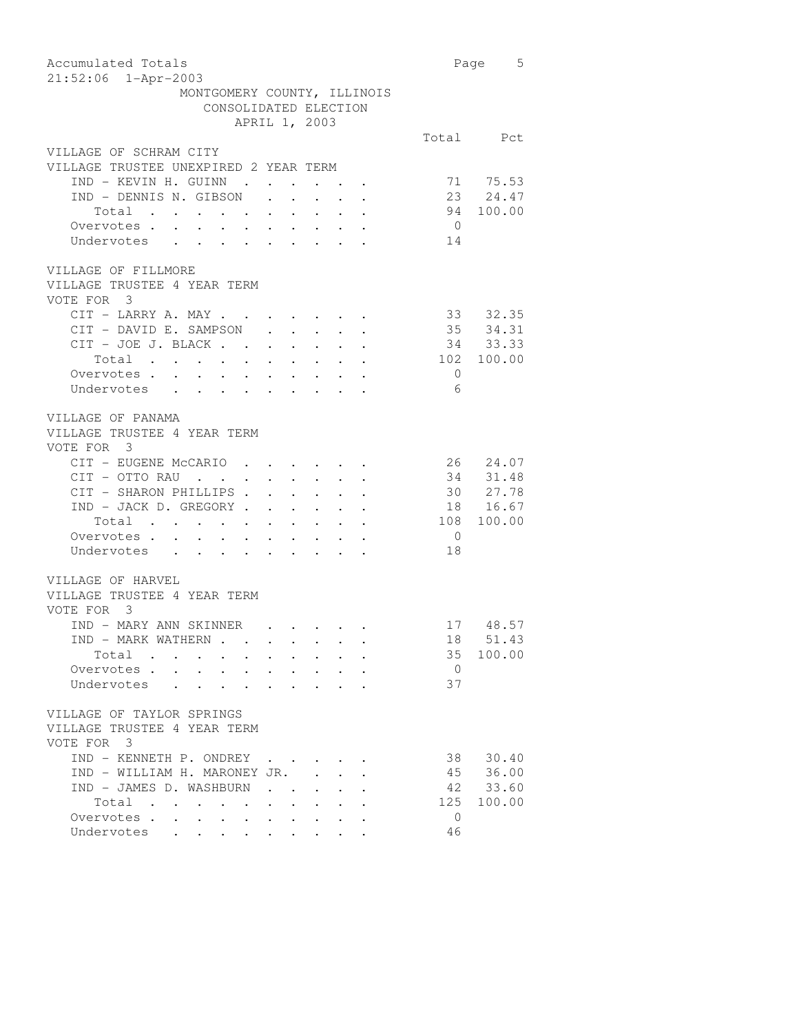Accumulated Totals
21:52:06 1-Apr-2003

MONTGOMERY COUNTY, ILLINOIS
CONSOLIDATED ELECTION
APRIL 1, 2003

**VILLAGE OF SCHRAM CITY**
**VILLAGE TRUSTEE UNEXPIRED 2 YEAR TERM**

| | Total | Pct |
|---|---|---|
| IND - KEVIN H. GUINN | 71 | 75.53 |
| IND - DENNIS N. GIBSON | 23 | 24.47 |
| Total | 94 | 100.00 |
| Overvotes | 0 | |
| Undervotes | 14 | |

**VILLAGE OF FILLMORE**
**VILLAGE TRUSTEE 4 YEAR TERM**
VOTE FOR 3

| | Total | Pct |
|---|---|---|
| CIT - LARRY A. MAY | 33 | 32.35 |
| CIT - DAVID E. SAMPSON | 35 | 34.31 |
| CIT - JOE J. BLACK | 34 | 33.33 |
| Total | 102 | 100.00 |
| Overvotes | 0 | |
| Undervotes | 6 | |

**VILLAGE OF PANAMA**
**VILLAGE TRUSTEE 4 YEAR TERM**
VOTE FOR 3

| | Total | Pct |
|---|---|---|
| CIT - EUGENE McCARIO | 26 | 24.07 |
| CIT - OTTO RAU | 34 | 31.48 |
| CIT - SHARON PHILLIPS | 30 | 27.78 |
| IND - JACK D. GREGORY | 18 | 16.67 |
| Total | 108 | 100.00 |
| Overvotes | 0 | |
| Undervotes | 18 | |

**VILLAGE OF HARVEL**
**VILLAGE TRUSTEE 4 YEAR TERM**
VOTE FOR 3

| | Total | Pct |
|---|---|---|
| IND - MARY ANN SKINNER | 17 | 48.57 |
| IND - MARK WATHERN | 18 | 51.43 |
| Total | 35 | 100.00 |
| Overvotes | 0 | |
| Undervotes | 37 | |

**VILLAGE OF TAYLOR SPRINGS**
**VILLAGE TRUSTEE 4 YEAR TERM**
VOTE FOR 3

| | Total | Pct |
|---|---|---|
| IND - KENNETH P. ONDREY | 38 | 30.40 |
| IND - WILLIAM H. MARONEY JR. | 45 | 36.00 |
| IND - JAMES D. WASHBURN | 42 | 33.60 |
| Total | 125 | 100.00 |
| Overvotes | 0 | |
| Undervotes | 46 | |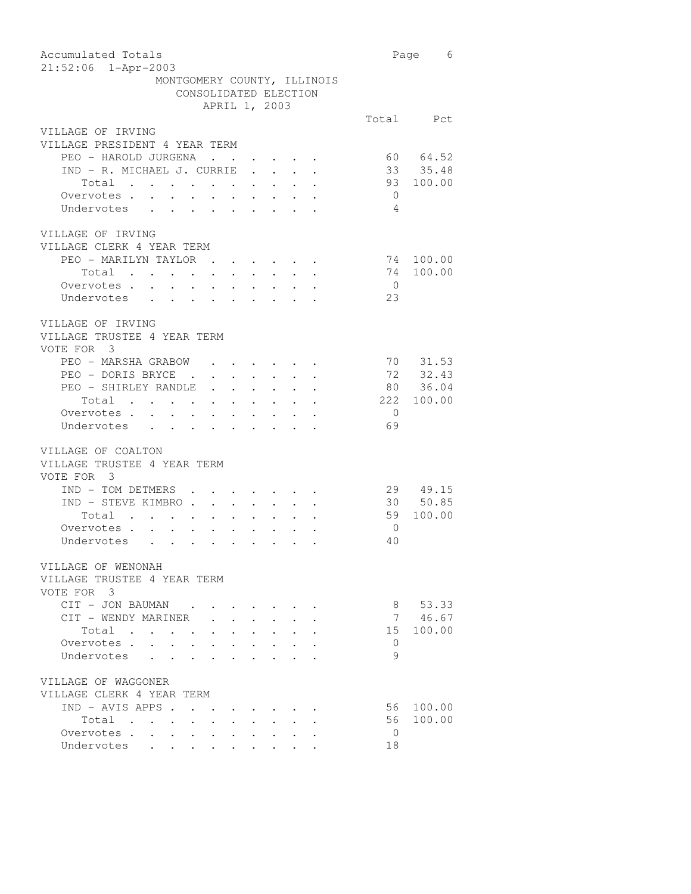Accumulated Totals
21:52:06 1-Apr-2003

MONTGOMERY COUNTY, ILLINOIS
CONSOLIDATED ELECTION
APRIL 1, 2003

### VILLAGE OF IRVING
VILLAGE PRESIDENT 4 YEAR TERM

| | Total | Pct |
|---|---|---|
| PEO - HAROLD JURGENA | 60 | 64.52 |
| IND - R. MICHAEL J. CURRIE | 33 | 35.48 |
| Total | 93 | 100.00 |
| Overvotes | 0 | |
| Undervotes | 4 | |

### VILLAGE OF IRVING
VILLAGE CLERK 4 YEAR TERM

| | Total | Pct |
|---|---|---|
| PEO - MARILYN TAYLOR | 74 | 100.00 |
| Total | 74 | 100.00 |
| Overvotes | 0 | |
| Undervotes | 23 | |

### VILLAGE OF IRVING
VILLAGE TRUSTEE 4 YEAR TERM
VOTE FOR 3

| | Total | Pct |
|---|---|---|
| PEO - MARSHA GRABOW | 70 | 31.53 |
| PEO - DORIS BRYCE | 72 | 32.43 |
| PEO - SHIRLEY RANDLE | 80 | 36.04 |
| Total | 222 | 100.00 |
| Overvotes | 0 | |
| Undervotes | 69 | |

### VILLAGE OF COALTON
VILLAGE TRUSTEE 4 YEAR TERM
VOTE FOR 3

| | Total | Pct |
|---|---|---|
| IND - TOM DETMERS | 29 | 49.15 |
| IND - STEVE KIMBRO | 30 | 50.85 |
| Total | 59 | 100.00 |
| Overvotes | 0 | |
| Undervotes | 40 | |

### VILLAGE OF WENONAH
VILLAGE TRUSTEE 4 YEAR TERM
VOTE FOR 3

| | Total | Pct |
|---|---|---|
| CIT - JON BAUMAN | 8 | 53.33 |
| CIT - WENDY MARINER | 7 | 46.67 |
| Total | 15 | 100.00 |
| Overvotes | 0 | |
| Undervotes | 9 | |

### VILLAGE OF WAGGONER
VILLAGE CLERK 4 YEAR TERM

| | Total | Pct |
|---|---|---|
| IND - AVIS APPS | 56 | 100.00 |
| Total | 56 | 100.00 |
| Overvotes | 0 | |
| Undervotes | 18 | |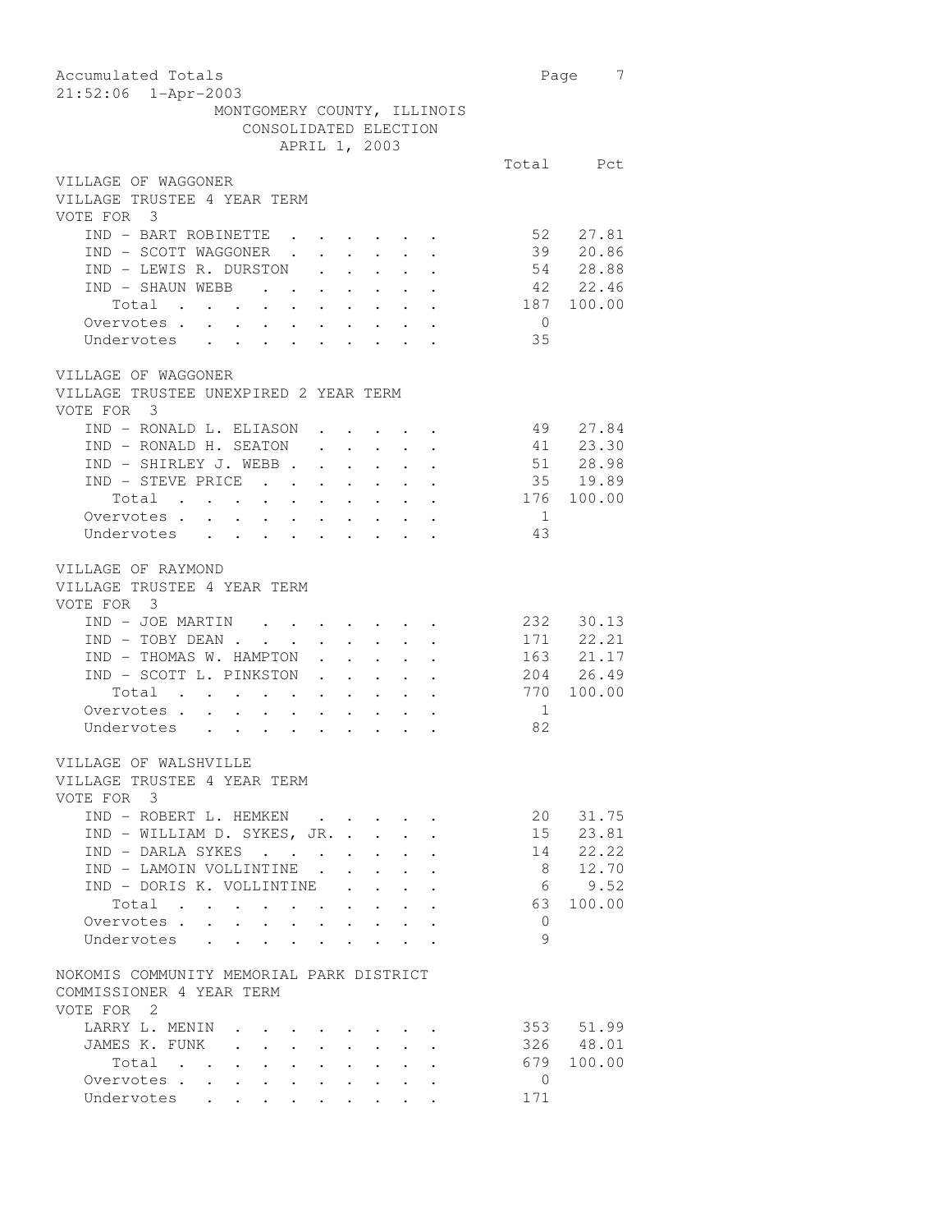Accumulated Totals
21:52:06 1-Apr-2003

MONTGOMERY COUNTY, ILLINOIS
CONSOLIDATED ELECTION
APRIL 1, 2003

VILLAGE OF WAGGONER
VILLAGE TRUSTEE 4 YEAR TERM
VOTE FOR 3

| | Total | Pct |
|---|---|---|
| IND - BART ROBINETTE | 52 | 27.81 |
| IND - SCOTT WAGGONER | 39 | 20.86 |
| IND - LEWIS R. DURSTON | 54 | 28.88 |
| IND - SHAUN WEBB | 42 | 22.46 |
| Total | 187 | 100.00 |
| Overvotes | 0 | |
| Undervotes | 35 | |

VILLAGE OF WAGGONER
VILLAGE TRUSTEE UNEXPIRED 2 YEAR TERM
VOTE FOR 3

| | Total | Pct |
|---|---|---|
| IND - RONALD L. ELIASON | 49 | 27.84 |
| IND - RONALD H. SEATON | 41 | 23.30 |
| IND - SHIRLEY J. WEBB | 51 | 28.98 |
| IND - STEVE PRICE | 35 | 19.89 |
| Total | 176 | 100.00 |
| Overvotes | 1 | |
| Undervotes | 43 | |

VILLAGE OF RAYMOND
VILLAGE TRUSTEE 4 YEAR TERM
VOTE FOR 3

| | Total | Pct |
|---|---|---|
| IND - JOE MARTIN | 232 | 30.13 |
| IND - TOBY DEAN | 171 | 22.21 |
| IND - THOMAS W. HAMPTON | 163 | 21.17 |
| IND - SCOTT L. PINKSTON | 204 | 26.49 |
| Total | 770 | 100.00 |
| Overvotes | 1 | |
| Undervotes | 82 | |

VILLAGE OF WALSHVILLE
VILLAGE TRUSTEE 4 YEAR TERM
VOTE FOR 3

| | Total | Pct |
|---|---|---|
| IND - ROBERT L. HEMKEN | 20 | 31.75 |
| IND - WILLIAM D. SYKES, JR. | 15 | 23.81 |
| IND - DARLA SYKES | 14 | 22.22 |
| IND - LAMOIN VOLLINTINE | 8 | 12.70 |
| IND - DORIS K. VOLLINTINE | 6 | 9.52 |
| Total | 63 | 100.00 |
| Overvotes | 0 | |
| Undervotes | 9 | |

NOKOMIS COMMUNITY MEMORIAL PARK DISTRICT
COMMISSIONER 4 YEAR TERM
VOTE FOR 2

| | Total | Pct |
|---|---|---|
| LARRY L. MENIN | 353 | 51.99 |
| JAMES K. FUNK | 326 | 48.01 |
| Total | 679 | 100.00 |
| Overvotes | 0 | |
| Undervotes | 171 | |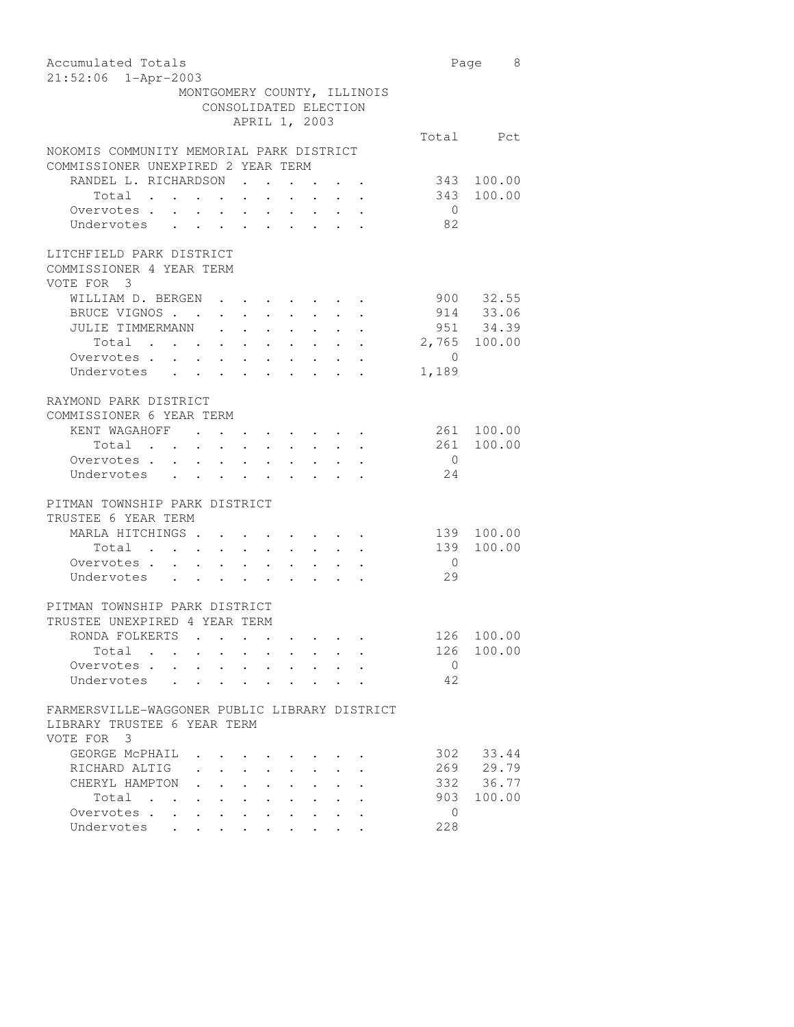Accumulated Totals
21:52:06 1-Apr-2003

MONTGOMERY COUNTY, ILLINOIS
CONSOLIDATED ELECTION
APRIL 1, 2003

**NOKOMIS COMMUNITY MEMORIAL PARK DISTRICT**
**COMMISSIONER UNEXPIRED 2 YEAR TERM**

| | Total | Pct |
|---|---|---|
| RANDEL L. RICHARDSON | 343 | 100.00 |
| Total | 343 | 100.00 |
| Overvotes | 0 | |
| Undervotes | 82 | |

**LITCHFIELD PARK DISTRICT**
**COMMISSIONER 4 YEAR TERM**
VOTE FOR 3

| | Total | Pct |
|---|---|---|
| WILLIAM D. BERGEN | 900 | 32.55 |
| BRUCE VIGNOS | 914 | 33.06 |
| JULIE TIMMERMANN | 951 | 34.39 |
| Total | 2,765 | 100.00 |
| Overvotes | 0 | |
| Undervotes | 1,189 | |

**RAYMOND PARK DISTRICT**
**COMMISSIONER 6 YEAR TERM**

| | Total | Pct |
|---|---|---|
| KENT WAGAHOFF | 261 | 100.00 |
| Total | 261 | 100.00 |
| Overvotes | 0 | |
| Undervotes | 24 | |

**PITMAN TOWNSHIP PARK DISTRICT**
**TRUSTEE 6 YEAR TERM**

| | Total | Pct |
|---|---|---|
| MARLA HITCHINGS | 139 | 100.00 |
| Total | 139 | 100.00 |
| Overvotes | 0 | |
| Undervotes | 29 | |

**PITMAN TOWNSHIP PARK DISTRICT**
**TRUSTEE UNEXPIRED 4 YEAR TERM**

| | Total | Pct |
|---|---|---|
| RONDA FOLKERTS | 126 | 100.00 |
| Total | 126 | 100.00 |
| Overvotes | 0 | |
| Undervotes | 42 | |

**FARMERSVILLE-WAGGONER PUBLIC LIBRARY DISTRICT**
**LIBRARY TRUSTEE 6 YEAR TERM**
VOTE FOR 3

| | Total | Pct |
|---|---|---|
| GEORGE McPHAIL | 302 | 33.44 |
| RICHARD ALTIG | 269 | 29.79 |
| CHERYL HAMPTON | 332 | 36.77 |
| Total | 903 | 100.00 |
| Overvotes | 0 | |
| Undervotes | 228 | |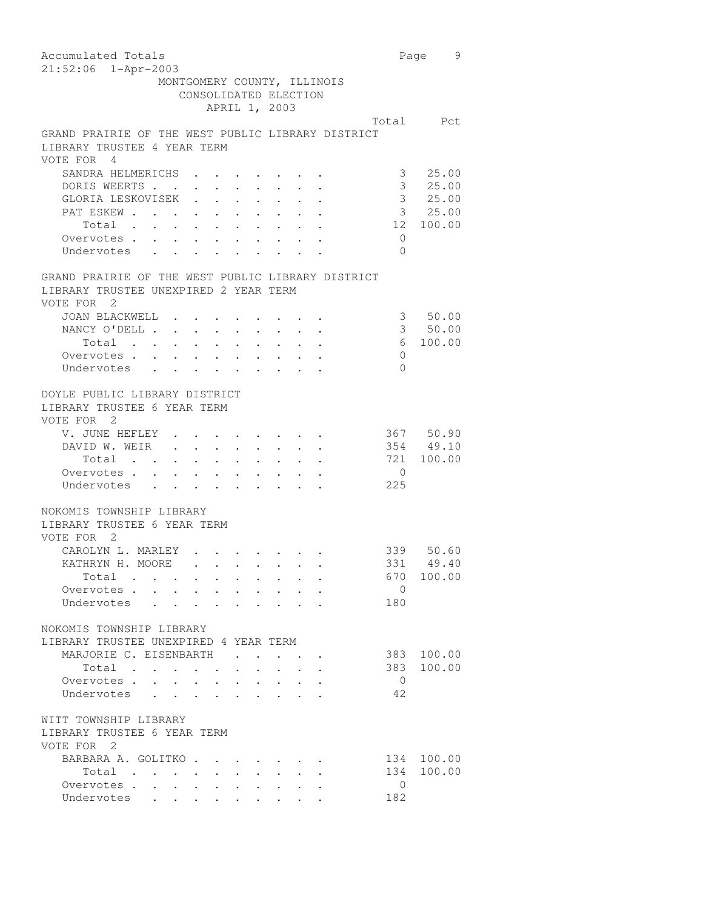Accumulated Totals
21:52:06 1-Apr-2003

MONTGOMERY COUNTY, ILLINOIS
CONSOLIDATED ELECTION
APRIL 1, 2003

## GRAND PRAIRIE OF THE WEST PUBLIC LIBRARY DISTRICT
LIBRARY TRUSTEE 4 YEAR TERM
VOTE FOR 4

| | Total | Pct |
|---|---|---|
| SANDRA HELMERICHS | 3 | 25.00 |
| DORIS WEERTS | 3 | 25.00 |
| GLORIA LESKOVISEK | 3 | 25.00 |
| PAT ESKEW | 3 | 25.00 |
| Total | 12 | 100.00 |
| Overvotes | 0 | |
| Undervotes | 0 | |

## GRAND PRAIRIE OF THE WEST PUBLIC LIBRARY DISTRICT
LIBRARY TRUSTEE UNEXPIRED 2 YEAR TERM
VOTE FOR 2

| | Total | Pct |
|---|---|---|
| JOAN BLACKWELL | 3 | 50.00 |
| NANCY O'DELL | 3 | 50.00 |
| Total | 6 | 100.00 |
| Overvotes | 0 | |
| Undervotes | 0 | |

## DOYLE PUBLIC LIBRARY DISTRICT
LIBRARY TRUSTEE 6 YEAR TERM
VOTE FOR 2

| | Total | Pct |
|---|---|---|
| V. JUNE HEFLEY | 367 | 50.90 |
| DAVID W. WEIR | 354 | 49.10 |
| Total | 721 | 100.00 |
| Overvotes | 0 | |
| Undervotes | 225 | |

## NOKOMIS TOWNSHIP LIBRARY
LIBRARY TRUSTEE 6 YEAR TERM
VOTE FOR 2

| | Total | Pct |
|---|---|---|
| CAROLYN L. MARLEY | 339 | 50.60 |
| KATHRYN H. MOORE | 331 | 49.40 |
| Total | 670 | 100.00 |
| Overvotes | 0 | |
| Undervotes | 180 | |

## NOKOMIS TOWNSHIP LIBRARY
LIBRARY TRUSTEE UNEXPIRED 4 YEAR TERM

| | Total | Pct |
|---|---|---|
| MARJORIE C. EISENBARTH | 383 | 100.00 |
| Total | 383 | 100.00 |
| Overvotes | 0 | |
| Undervotes | 42 | |

## WITT TOWNSHIP LIBRARY
LIBRARY TRUSTEE 6 YEAR TERM
VOTE FOR 2

| | Total | Pct |
|---|---|---|
| BARBARA A. GOLITKO | 134 | 100.00 |
| Total | 134 | 100.00 |
| Overvotes | 0 | |
| Undervotes | 182 | |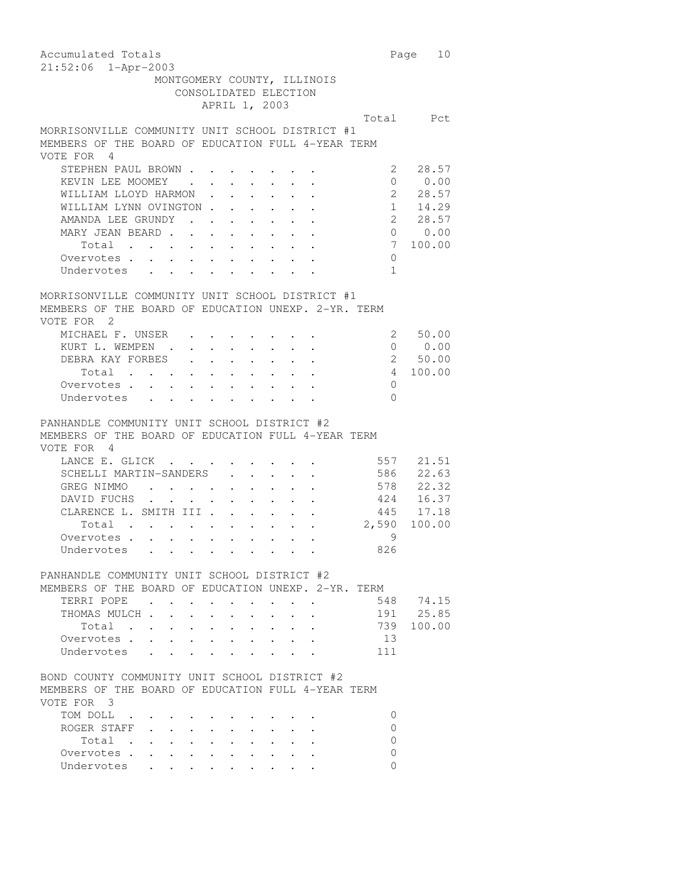Accumulated Totals
21:52:06 1-Apr-2003

MONTGOMERY COUNTY, ILLINOIS
CONSOLIDATED ELECTION
APRIL 1, 2003

MORRISONVILLE COMMUNITY UNIT SCHOOL DISTRICT #1
MEMBERS OF THE BOARD OF EDUCATION FULL 4-YEAR TERM
VOTE FOR 4

| | Total | Pct |
|---|---|---|
| STEPHEN PAUL BROWN | 2 | 28.57 |
| KEVIN LEE MOOMEY | 0 | 0.00 |
| WILLIAM LLOYD HARMON | 2 | 28.57 |
| WILLIAM LYNN OVINGTON | 1 | 14.29 |
| AMANDA LEE GRUNDY | 2 | 28.57 |
| MARY JEAN BEARD | 0 | 0.00 |
| Total | 7 | 100.00 |
| Overvotes | 0 | |
| Undervotes | 1 | |

MORRISONVILLE COMMUNITY UNIT SCHOOL DISTRICT #1
MEMBERS OF THE BOARD OF EDUCATION UNEXP. 2-YR. TERM
VOTE FOR 2

| | Total | Pct |
|---|---|---|
| MICHAEL F. UNSER | 2 | 50.00 |
| KURT L. WEMPEN | 0 | 0.00 |
| DEBRA KAY FORBES | 2 | 50.00 |
| Total | 4 | 100.00 |
| Overvotes | 0 | |
| Undervotes | 0 | |

PANHANDLE COMMUNITY UNIT SCHOOL DISTRICT #2
MEMBERS OF THE BOARD OF EDUCATION FULL 4-YEAR TERM
VOTE FOR 4

| | Total | Pct |
|---|---|---|
| LANCE E. GLICK | 557 | 21.51 |
| SCHELLI MARTIN-SANDERS | 586 | 22.63 |
| GREG NIMMO | 578 | 22.32 |
| DAVID FUCHS | 424 | 16.37 |
| CLARENCE L. SMITH III | 445 | 17.18 |
| Total | 2,590 | 100.00 |
| Overvotes | 9 | |
| Undervotes | 826 | |

PANHANDLE COMMUNITY UNIT SCHOOL DISTRICT #2
MEMBERS OF THE BOARD OF EDUCATION UNEXP. 2-YR. TERM

| | Total | Pct |
|---|---|---|
| TERRI POPE | 548 | 74.15 |
| THOMAS MULCH | 191 | 25.85 |
| Total | 739 | 100.00 |
| Overvotes | 13 | |
| Undervotes | 111 | |

BOND COUNTY COMMUNITY UNIT SCHOOL DISTRICT #2
MEMBERS OF THE BOARD OF EDUCATION FULL 4-YEAR TERM
VOTE FOR 3

| | Total | Pct |
|---|---|---|
| TOM DOLL | 0 | |
| ROGER STAFF | 0 | |
| Total | 0 | |
| Overvotes | 0 | |
| Undervotes | 0 | |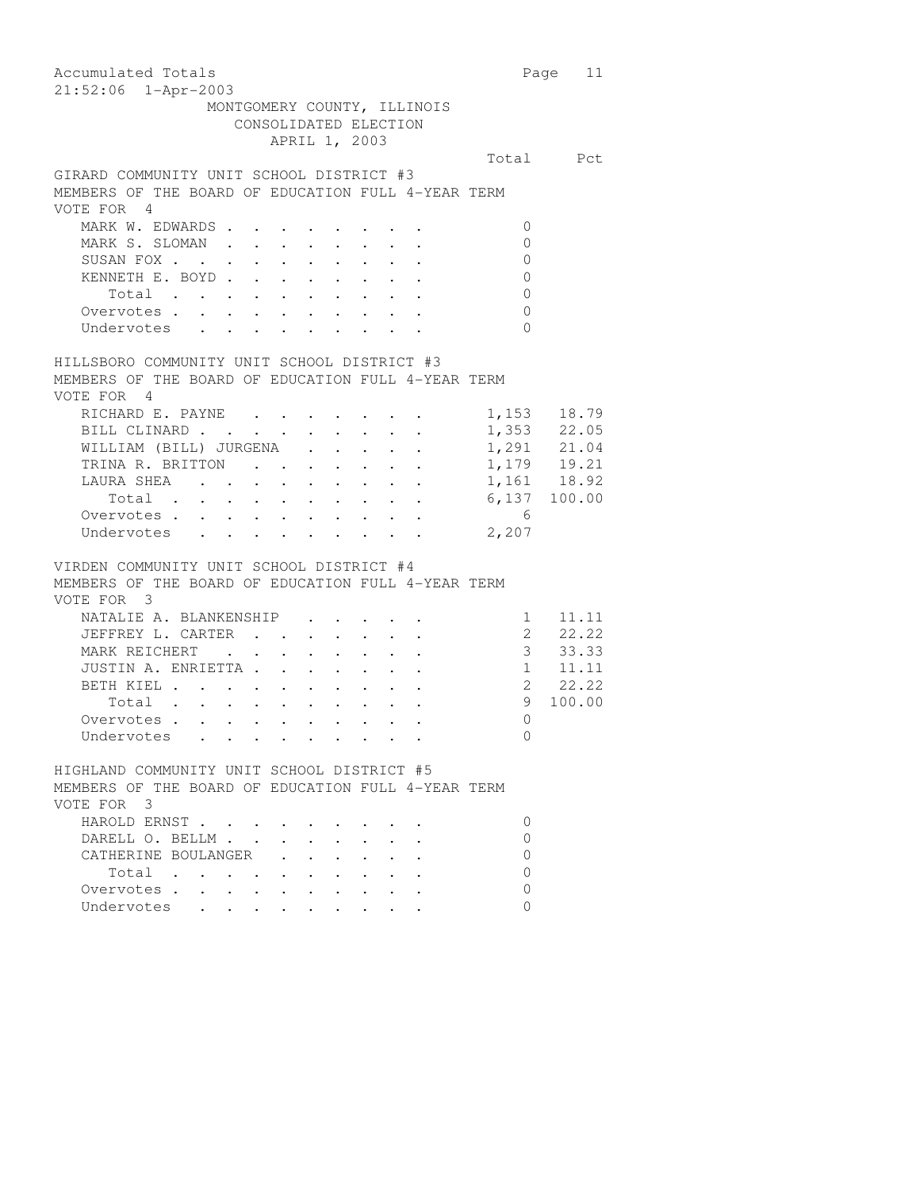Accumulated Totals
21:52:06 1-Apr-2003

MONTGOMERY COUNTY, ILLINOIS
CONSOLIDATED ELECTION
APRIL 1, 2003

## GIRARD COMMUNITY UNIT SCHOOL DISTRICT #3
MEMBERS OF THE BOARD OF EDUCATION FULL 4-YEAR TERM
VOTE FOR 4

| | Total | Pct |
|---|---|---|
| MARK W. EDWARDS | 0 | |
| MARK S. SLOMAN | 0 | |
| SUSAN FOX | 0 | |
| KENNETH E. BOYD | 0 | |
| Total | 0 | |
| Overvotes | 0 | |
| Undervotes | 0 | |

## HILLSBORO COMMUNITY UNIT SCHOOL DISTRICT #3
MEMBERS OF THE BOARD OF EDUCATION FULL 4-YEAR TERM
VOTE FOR 4

| | Total | Pct |
|---|---|---|
| RICHARD E. PAYNE | 1,153 | 18.79 |
| BILL CLINARD | 1,353 | 22.05 |
| WILLIAM (BILL) JURGENA | 1,291 | 21.04 |
| TRINA R. BRITTON | 1,179 | 19.21 |
| LAURA SHEA | 1,161 | 18.92 |
| Total | 6,137 | 100.00 |
| Overvotes | 6 | |
| Undervotes | 2,207 | |

## VIRDEN COMMUNITY UNIT SCHOOL DISTRICT #4
MEMBERS OF THE BOARD OF EDUCATION FULL 4-YEAR TERM
VOTE FOR 3

| | Total | Pct |
|---|---|---|
| NATALIE A. BLANKENSHIP | 1 | 11.11 |
| JEFFREY L. CARTER | 2 | 22.22 |
| MARK REICHERT | 3 | 33.33 |
| JUSTIN A. ENRIETTA | 1 | 11.11 |
| BETH KIEL | 2 | 22.22 |
| Total | 9 | 100.00 |
| Overvotes | 0 | |
| Undervotes | 0 | |

## HIGHLAND COMMUNITY UNIT SCHOOL DISTRICT #5
MEMBERS OF THE BOARD OF EDUCATION FULL 4-YEAR TERM
VOTE FOR 3

| | Total | Pct |
|---|---|---|
| HAROLD ERNST | 0 | |
| DARELL O. BELLM | 0 | |
| CATHERINE BOULANGER | 0 | |
| Total | 0 | |
| Overvotes | 0 | |
| Undervotes | 0 | |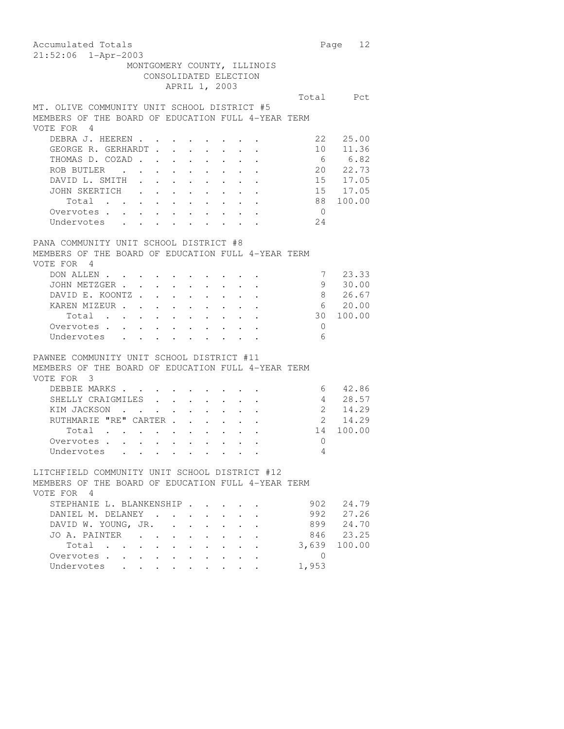MONTGOMERY COUNTY, ILLINOIS
CONSOLIDATED ELECTION
APRIL 1, 2003

## MT. OLIVE COMMUNITY UNIT SCHOOL DISTRICT #5

MEMBERS OF THE BOARD OF EDUCATION FULL 4-YEAR TERM
VOTE FOR 4

| | Total | Pct |
|---|---|---|
| DEBRA J. HEEREN | 22 | 25.00 |
| GEORGE R. GERHARDT | 10 | 11.36 |
| THOMAS D. COZAD | 6 | 6.82 |
| ROB BUTLER | 20 | 22.73 |
| DAVID L. SMITH | 15 | 17.05 |
| JOHN SKERTICH | 15 | 17.05 |
| Total | 88 | 100.00 |
| Overvotes | 0 | |
| Undervotes | 24 | |

## PANA COMMUNITY UNIT SCHOOL DISTRICT #8

MEMBERS OF THE BOARD OF EDUCATION FULL 4-YEAR TERM
VOTE FOR 4

| | Total | Pct |
|---|---|---|
| DON ALLEN | 7 | 23.33 |
| JOHN METZGER | 9 | 30.00 |
| DAVID E. KOONTZ | 8 | 26.67 |
| KAREN MIZEUR | 6 | 20.00 |
| Total | 30 | 100.00 |
| Overvotes | 0 | |
| Undervotes | 6 | |

## PAWNEE COMMUNITY UNIT SCHOOL DISTRICT #11

MEMBERS OF THE BOARD OF EDUCATION FULL 4-YEAR TERM
VOTE FOR 3

| | Total | Pct |
|---|---|---|
| DEBBIE MARKS | 6 | 42.86 |
| SHELLY CRAIGMILES | 4 | 28.57 |
| KIM JACKSON | 2 | 14.29 |
| RUTHMARIE "RE" CARTER | 2 | 14.29 |
| Total | 14 | 100.00 |
| Overvotes | 0 | |
| Undervotes | 4 | |

## LITCHFIELD COMMUNITY UNIT SCHOOL DISTRICT #12

MEMBERS OF THE BOARD OF EDUCATION FULL 4-YEAR TERM
VOTE FOR 4

| | Total | Pct |
|---|---|---|
| STEPHANIE L. BLANKENSHIP | 902 | 24.79 |
| DANIEL M. DELANEY | 992 | 27.26 |
| DAVID W. YOUNG, JR. | 899 | 24.70 |
| JO A. PAINTER | 846 | 23.25 |
| Total | 3,639 | 100.00 |
| Overvotes | 0 | |
| Undervotes | 1,953 | |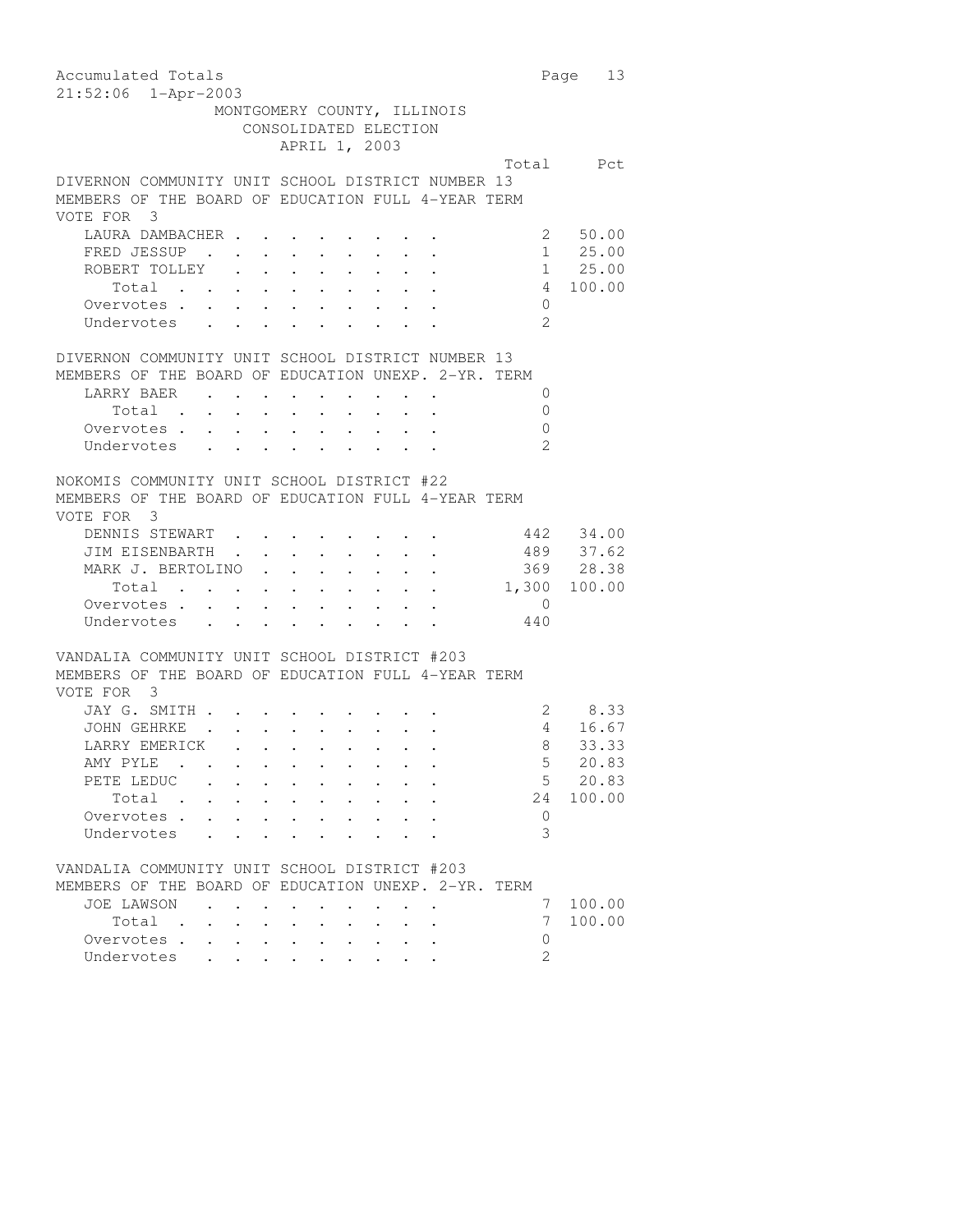Accumulated Totals
21:52:06 1-Apr-2003

MONTGOMERY COUNTY, ILLINOIS
CONSOLIDATED ELECTION
APRIL 1, 2003

DIVERNON COMMUNITY UNIT SCHOOL DISTRICT NUMBER 13
MEMBERS OF THE BOARD OF EDUCATION FULL 4-YEAR TERM
VOTE FOR 3

| | Total | Pct |
|---|---|---|
| LAURA DAMBACHER | 2 | 50.00 |
| FRED JESSUP | 1 | 25.00 |
| ROBERT TOLLEY | 1 | 25.00 |
| Total | 4 | 100.00 |
| Overvotes | 0 | |
| Undervotes | 2 | |

DIVERNON COMMUNITY UNIT SCHOOL DISTRICT NUMBER 13
MEMBERS OF THE BOARD OF EDUCATION UNEXP. 2-YR. TERM

| | Total | Pct |
|---|---|---|
| LARRY BAER | 0 | |
| Total | 0 | |
| Overvotes | 0 | |
| Undervotes | 2 | |

NOKOMIS COMMUNITY UNIT SCHOOL DISTRICT #22
MEMBERS OF THE BOARD OF EDUCATION FULL 4-YEAR TERM
VOTE FOR 3

| | Total | Pct |
|---|---|---|
| DENNIS STEWART | 442 | 34.00 |
| JIM EISENBARTH | 489 | 37.62 |
| MARK J. BERTOLINO | 369 | 28.38 |
| Total | 1,300 | 100.00 |
| Overvotes | 0 | |
| Undervotes | 440 | |

VANDALIA COMMUNITY UNIT SCHOOL DISTRICT #203
MEMBERS OF THE BOARD OF EDUCATION FULL 4-YEAR TERM
VOTE FOR 3

| | Total | Pct |
|---|---|---|
| JAY G. SMITH | 2 | 8.33 |
| JOHN GEHRKE | 4 | 16.67 |
| LARRY EMERICK | 8 | 33.33 |
| AMY PYLE | 5 | 20.83 |
| PETE LEDUC | 5 | 20.83 |
| Total | 24 | 100.00 |
| Overvotes | 0 | |
| Undervotes | 3 | |

VANDALIA COMMUNITY UNIT SCHOOL DISTRICT #203
MEMBERS OF THE BOARD OF EDUCATION UNEXP. 2-YR. TERM

| | Total | Pct |
|---|---|---|
| JOE LAWSON | 7 | 100.00 |
| Total | 7 | 100.00 |
| Overvotes | 0 | |
| Undervotes | 2 | |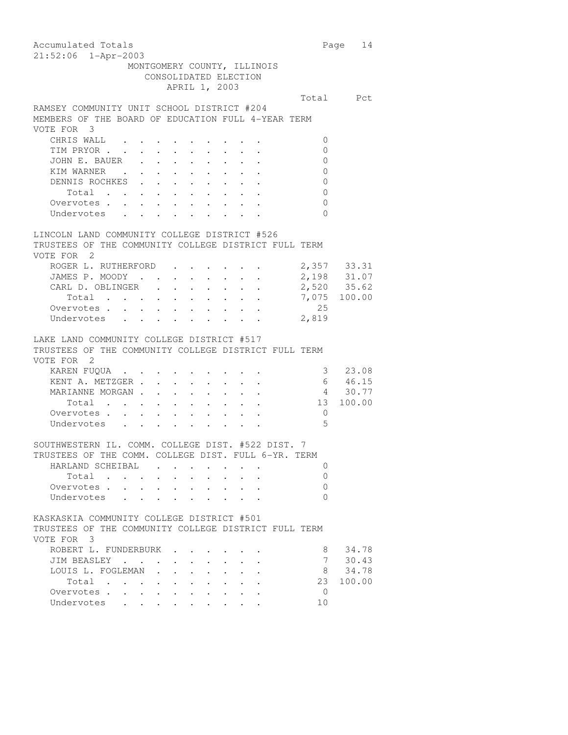Accumulated Totals
21:52:06 1-Apr-2003

MONTGOMERY COUNTY, ILLINOIS
CONSOLIDATED ELECTION
APRIL 1, 2003

RAMSEY COMMUNITY UNIT SCHOOL DISTRICT #204
MEMBERS OF THE BOARD OF EDUCATION FULL 4-YEAR TERM
VOTE FOR 3

| | Total | Pct |
|---|---|---|
| CHRIS WALL | 0 | |
| TIM PRYOR | 0 | |
| JOHN E. BAUER | 0 | |
| KIM WARNER | 0 | |
| DENNIS ROCHKES | 0 | |
| Total | 0 | |
| Overvotes | 0 | |
| Undervotes | 0 | |

LINCOLN LAND COMMUNITY COLLEGE DISTRICT #526
TRUSTEES OF THE COMMUNITY COLLEGE DISTRICT FULL TERM
VOTE FOR 2

| | Total | Pct |
|---|---|---|
| ROGER L. RUTHERFORD | 2,357 | 33.31 |
| JAMES P. MOODY | 2,198 | 31.07 |
| CARL D. OBLINGER | 2,520 | 35.62 |
| Total | 7,075 | 100.00 |
| Overvotes | 25 | |
| Undervotes | 2,819 | |

LAKE LAND COMMUNITY COLLEGE DISTRICT #517
TRUSTEES OF THE COMMUNITY COLLEGE DISTRICT FULL TERM
VOTE FOR 2

| | Total | Pct |
|---|---|---|
| KAREN FUQUA | 3 | 23.08 |
| KENT A. METZGER | 6 | 46.15 |
| MARIANNE MORGAN | 4 | 30.77 |
| Total | 13 | 100.00 |
| Overvotes | 0 | |
| Undervotes | 5 | |

SOUTHWESTERN IL. COMM. COLLEGE DIST. #522 DIST. 7
TRUSTEES OF THE COMM. COLLEGE DIST. FULL 6-YR. TERM

| | Total | Pct |
|---|---|---|
| HARLAND SCHEIBAL | 0 | |
| Total | 0 | |
| Overvotes | 0 | |
| Undervotes | 0 | |

KASKASKIA COMMUNITY COLLEGE DISTRICT #501
TRUSTEES OF THE COMMUNITY COLLEGE DISTRICT FULL TERM
VOTE FOR 3

| | Total | Pct |
|---|---|---|
| ROBERT L. FUNDERBURK | 8 | 34.78 |
| JIM BEASLEY | 7 | 30.43 |
| LOUIS L. FOGLEMAN | 8 | 34.78 |
| Total | 23 | 100.00 |
| Overvotes | 0 | |
| Undervotes | 10 | |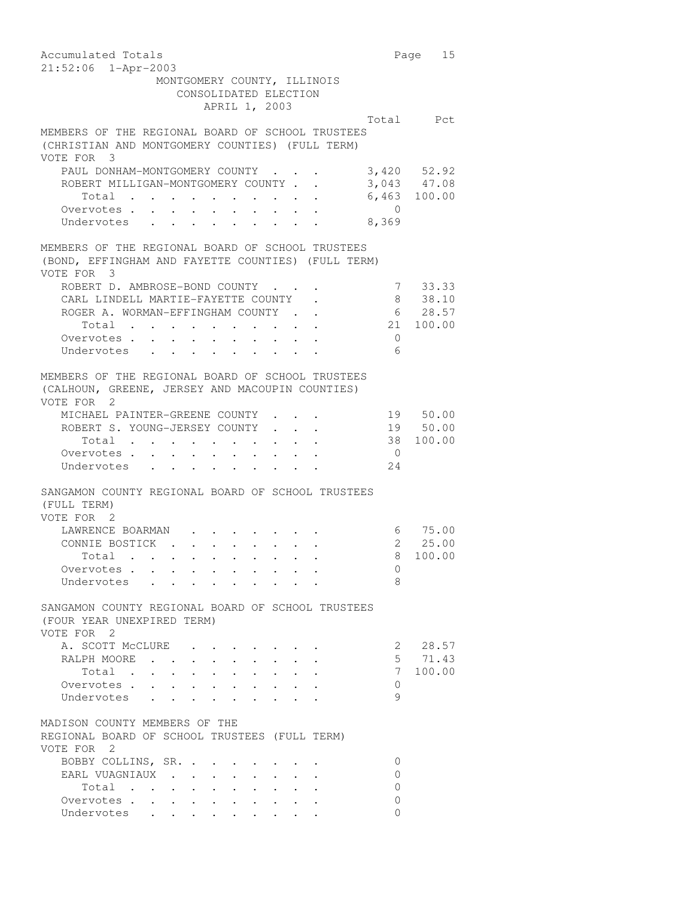Accumulated Totals
21:52:06 1-Apr-2003

MONTGOMERY COUNTY, ILLINOIS
CONSOLIDATED ELECTION
APRIL 1, 2003

MEMBERS OF THE REGIONAL BOARD OF SCHOOL TRUSTEES
(CHRISTIAN AND MONTGOMERY COUNTIES) (FULL TERM)
VOTE FOR 3

| | Total | Pct |
|---|---|---|
| PAUL DONHAM-MONTGOMERY COUNTY | 3,420 | 52.92 |
| ROBERT MILLIGAN-MONTGOMERY COUNTY | 3,043 | 47.08 |
| Total | 6,463 | 100.00 |
| Overvotes | 0 | |
| Undervotes | 8,369 | |

MEMBERS OF THE REGIONAL BOARD OF SCHOOL TRUSTEES
(BOND, EFFINGHAM AND FAYETTE COUNTIES) (FULL TERM)
VOTE FOR 3

| | Total | Pct |
|---|---|---|
| ROBERT D. AMBROSE-BOND COUNTY | 7 | 33.33 |
| CARL LINDELL MARTIE-FAYETTE COUNTY | 8 | 38.10 |
| ROGER A. WORMAN-EFFINGHAM COUNTY | 6 | 28.57 |
| Total | 21 | 100.00 |
| Overvotes | 0 | |
| Undervotes | 6 | |

MEMBERS OF THE REGIONAL BOARD OF SCHOOL TRUSTEES
(CALHOUN, GREENE, JERSEY AND MACOUPIN COUNTIES)
VOTE FOR 2

| | Total | Pct |
|---|---|---|
| MICHAEL PAINTER-GREENE COUNTY | 19 | 50.00 |
| ROBERT S. YOUNG-JERSEY COUNTY | 19 | 50.00 |
| Total | 38 | 100.00 |
| Overvotes | 0 | |
| Undervotes | 24 | |

SANGAMON COUNTY REGIONAL BOARD OF SCHOOL TRUSTEES
(FULL TERM)
VOTE FOR 2

| | Total | Pct |
|---|---|---|
| LAWRENCE BOARMAN | 6 | 75.00 |
| CONNIE BOSTICK | 2 | 25.00 |
| Total | 8 | 100.00 |
| Overvotes | 0 | |
| Undervotes | 8 | |

SANGAMON COUNTY REGIONAL BOARD OF SCHOOL TRUSTEES
(FOUR YEAR UNEXPIRED TERM)
VOTE FOR 2

| | Total | Pct |
|---|---|---|
| A. SCOTT McCLURE | 2 | 28.57 |
| RALPH MOORE | 5 | 71.43 |
| Total | 7 | 100.00 |
| Overvotes | 0 | |
| Undervotes | 9 | |

MADISON COUNTY MEMBERS OF THE
REGIONAL BOARD OF SCHOOL TRUSTEES (FULL TERM)
VOTE FOR 2

| | Total | Pct |
|---|---|---|
| BOBBY COLLINS, SR. | 0 | |
| EARL VUAGNIAUX | 0 | |
| Total | 0 | |
| Overvotes | 0 | |
| Undervotes | 0 | |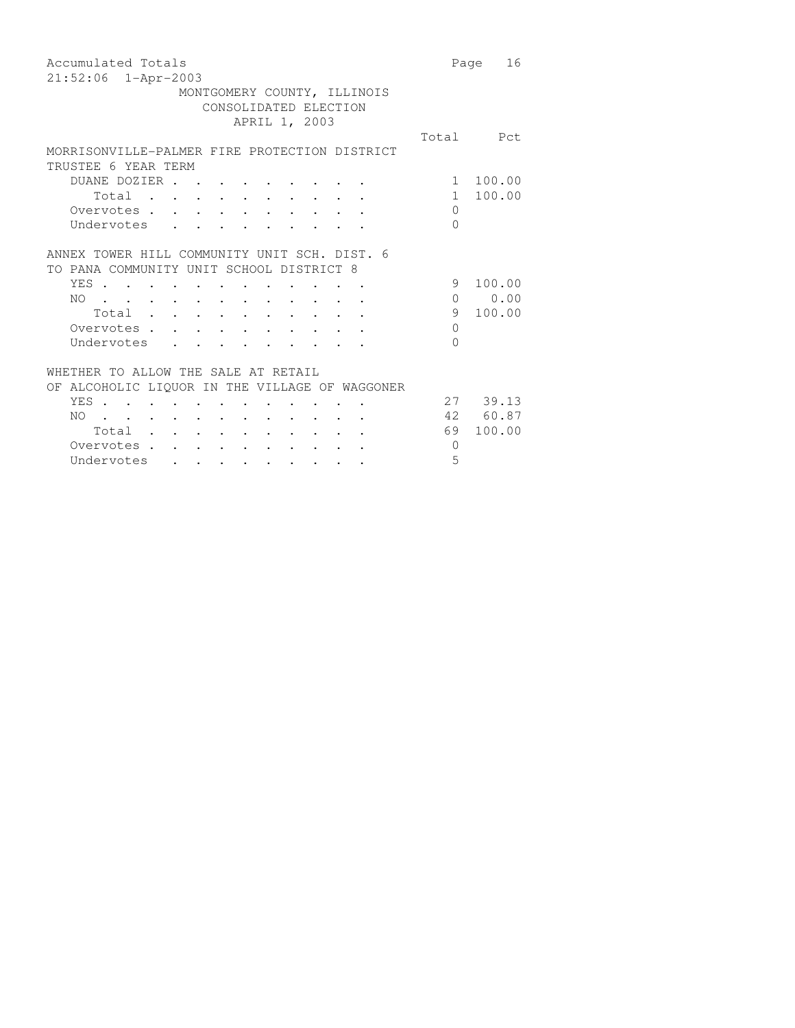Accumulated Totals
21:52:06 1-Apr-2003

MONTGOMERY COUNTY, ILLINOIS
CONSOLIDATED ELECTION
APRIL 1, 2003

MORRISONVILLE-PALMER FIRE PROTECTION DISTRICT
TRUSTEE 6 YEAR TERM

| | Total | Pct |
|---|---|---|
| DUANE DOZIER | 1 | 100.00 |
| Total | 1 | 100.00 |
| Overvotes | 0 | |
| Undervotes | 0 | |

ANNEX TOWER HILL COMMUNITY UNIT SCH. DIST. 6
TO PANA COMMUNITY UNIT SCHOOL DISTRICT 8

| | Total | Pct |
|---|---|---|
| YES | 9 | 100.00 |
| NO | 0 | 0.00 |
| Total | 9 | 100.00 |
| Overvotes | 0 | |
| Undervotes | 0 | |

WHETHER TO ALLOW THE SALE AT RETAIL
OF ALCOHOLIC LIQUOR IN THE VILLAGE OF WAGGONER

| | Total | Pct |
|---|---|---|
| YES | 27 | 39.13 |
| NO | 42 | 60.87 |
| Total | 69 | 100.00 |
| Overvotes | 0 | |
| Undervotes | 5 | |